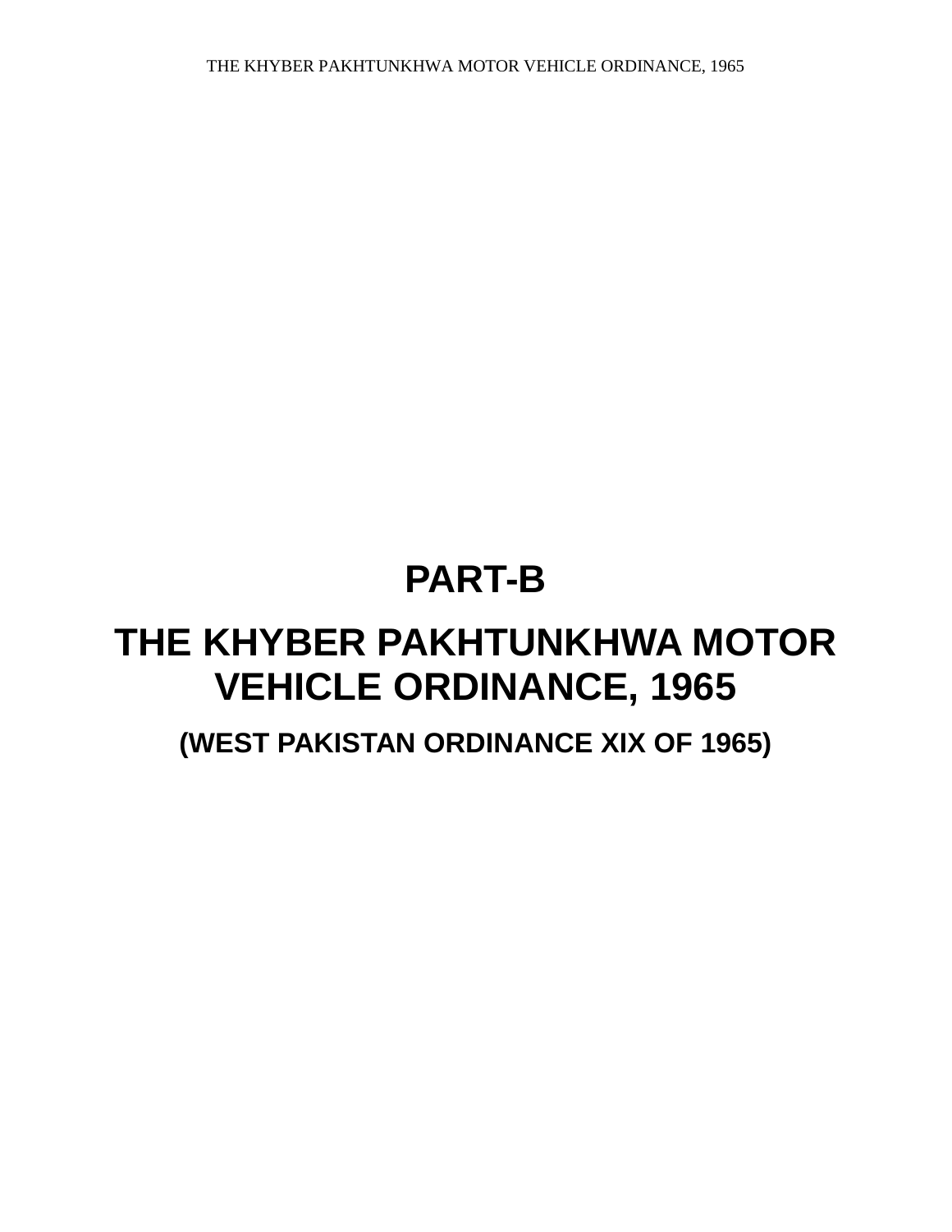# PART-B

# THE KHYBER PAKHTUNKHWA MOTOR VEHICLE ORDINANCE, 1965

## (WEST PAKISTAN ORDINANCE XIX OF 1965)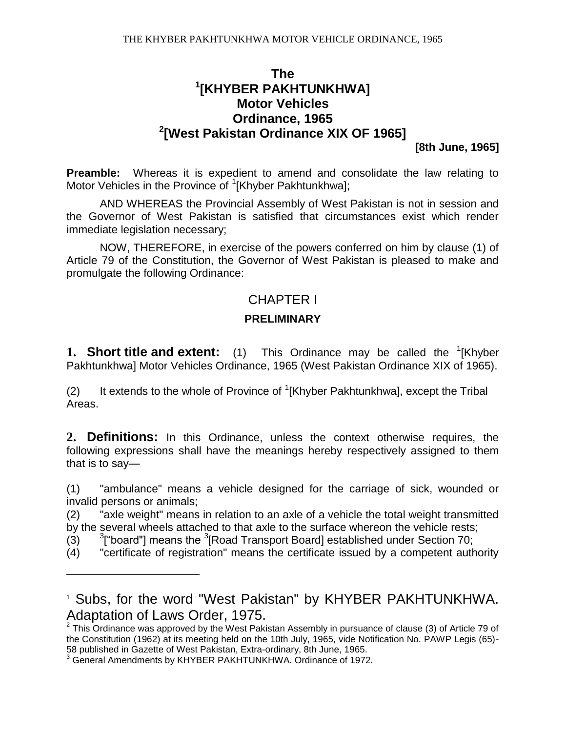# The [1][KHYBER PAKHTUNKHWA] Motor Vehicles Ordinance, 1965 [2][West Pakistan Ordinance XIX OF 1965]

**[8th June, 1965]**

**Preamble:** Whereas it is expedient to amend and consolidate the law relating to Motor Vehicles in the Province of [1][Khyber Pakhtunkhwa];

AND WHEREAS the Provincial Assembly of West Pakistan is not in session and the Governor of West Pakistan is satisfied that circumstances exist which render immediate legislation necessary;

NOW, THEREFORE, in exercise of the powers conferred on him by clause (1) of Article 79 of the Constitution, the Governor of West Pakistan is pleased to make and promulgate the following Ordinance:

## CHAPTER I

### PRELIMINARY

**1. Short title and extent:** (1) This Ordinance may be called the [1][Khyber Pakhtunkhwa] Motor Vehicles Ordinance, 1965 (West Pakistan Ordinance XIX of 1965).

(2) It extends to the whole of Province of [1][Khyber Pakhtunkhwa], except the Tribal Areas.

**2. Definitions:** In this Ordinance, unless the context otherwise requires, the following expressions shall have the meanings hereby respectively assigned to them that is to say—

(1) "ambulance" means a vehicle designed for the carriage of sick, wounded or invalid persons or animals;

(2) "axle weight" means in relation to an axle of a vehicle the total weight transmitted by the several wheels attached to that axle to the surface whereon the vehicle rests;

(3) [3]["board"] means the [3][Road Transport Board] established under Section 70;

(4) "certificate of registration" means the certificate issued by a competent authority

---

[1] Subs, for the word "West Pakistan" by KHYBER PAKHTUNKHWA. Adaptation of Laws Order, 1975.

[2] This Ordinance was approved by the West Pakistan Assembly in pursuance of clause (3) of Article 79 of the Constitution (1962) at its meeting held on the 10th July, 1965, vide Notification No. PAWP Legis (65)-58 published in Gazette of West Pakistan, Extra-ordinary, 8th June, 1965.

[3] General Amendments by KHYBER PAKHTUNKHWA. Ordinance of 1972.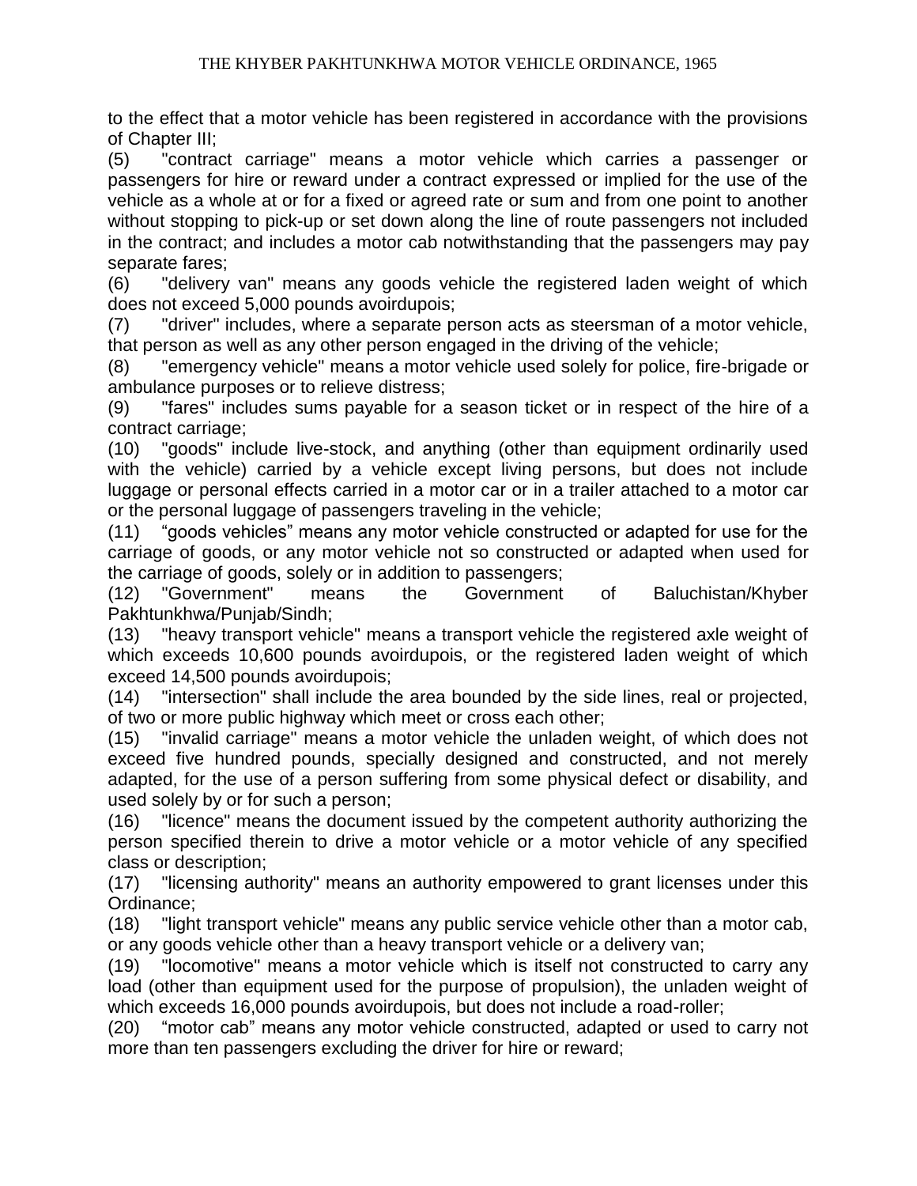to the effect that a motor vehicle has been registered in accordance with the provisions of Chapter III;

(5) "contract carriage" means a motor vehicle which carries a passenger or passengers for hire or reward under a contract expressed or implied for the use of the vehicle as a whole at or for a fixed or agreed rate or sum and from one point to another without stopping to pick-up or set down along the line of route passengers not included in the contract; and includes a motor cab notwithstanding that the passengers may pay separate fares;

(6) "delivery van" means any goods vehicle the registered laden weight of which does not exceed 5,000 pounds avoirdupois;

(7) "driver" includes, where a separate person acts as steersman of a motor vehicle, that person as well as any other person engaged in the driving of the vehicle;

(8) "emergency vehicle" means a motor vehicle used solely for police, fire-brigade or ambulance purposes or to relieve distress;

(9) "fares" includes sums payable for a season ticket or in respect of the hire of a contract carriage;

(10) "goods" include live-stock, and anything (other than equipment ordinarily used with the vehicle) carried by a vehicle except living persons, but does not include luggage or personal effects carried in a motor car or in a trailer attached to a motor car or the personal luggage of passengers traveling in the vehicle;

(11) "goods vehicles" means any motor vehicle constructed or adapted for use for the carriage of goods, or any motor vehicle not so constructed or adapted when used for the carriage of goods, solely or in addition to passengers;

(12) "Government" means the Government of Baluchistan/Khyber Pakhtunkhwa/Punjab/Sindh;

(13) "heavy transport vehicle" means a transport vehicle the registered axle weight of which exceeds 10,600 pounds avoirdupois, or the registered laden weight of which exceed 14,500 pounds avoirdupois;

(14) "intersection" shall include the area bounded by the side lines, real or projected, of two or more public highway which meet or cross each other;

(15) "invalid carriage" means a motor vehicle the unladen weight, of which does not exceed five hundred pounds, specially designed and constructed, and not merely adapted, for the use of a person suffering from some physical defect or disability, and used solely by or for such a person;

(16) "licence" means the document issued by the competent authority authorizing the person specified therein to drive a motor vehicle or a motor vehicle of any specified class or description;

(17) "licensing authority" means an authority empowered to grant licenses under this Ordinance;

(18) "light transport vehicle" means any public service vehicle other than a motor cab, or any goods vehicle other than a heavy transport vehicle or a delivery van;

(19) "locomotive" means a motor vehicle which is itself not constructed to carry any load (other than equipment used for the purpose of propulsion), the unladen weight of which exceeds 16,000 pounds avoirdupois, but does not include a road-roller;

(20) "motor cab" means any motor vehicle constructed, adapted or used to carry not more than ten passengers excluding the driver for hire or reward;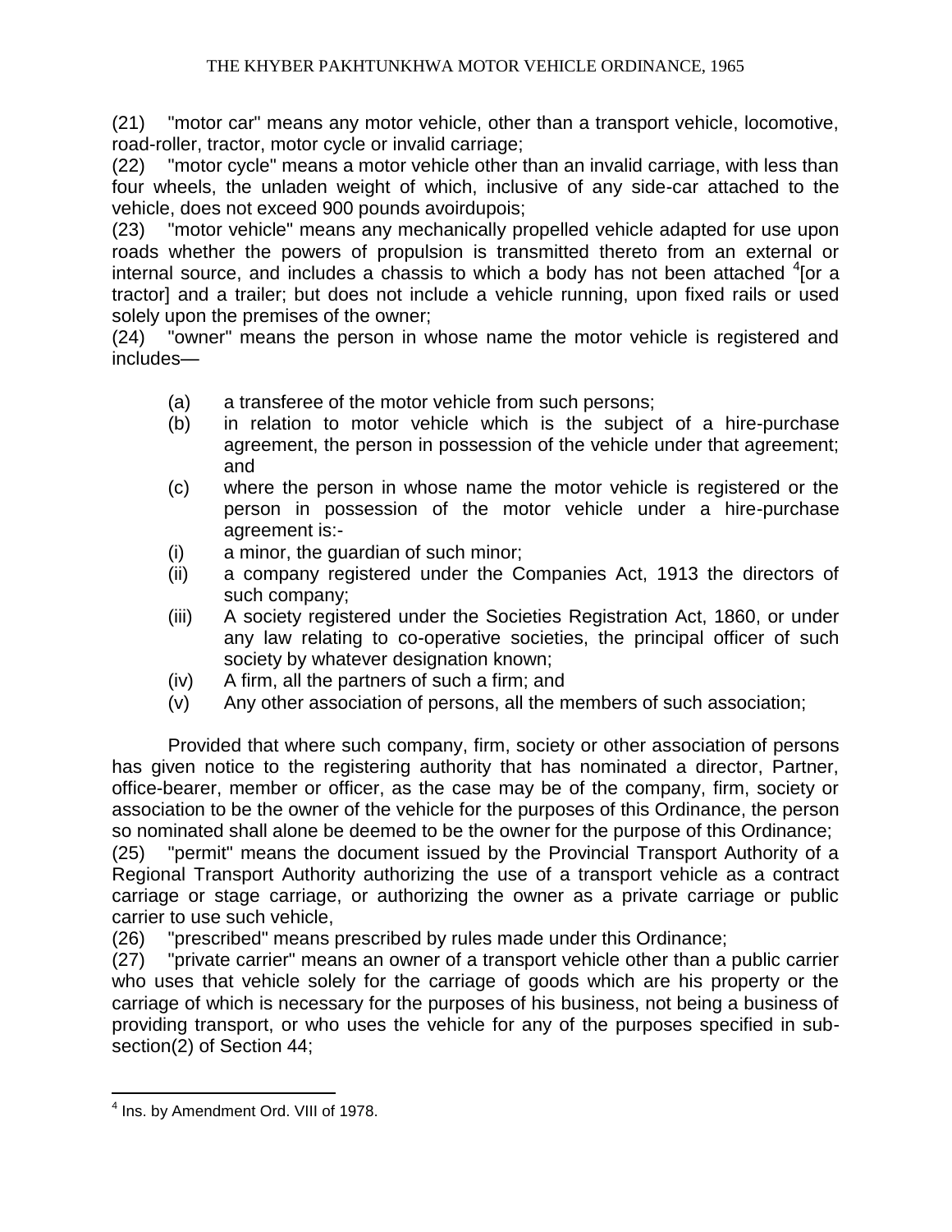(21) "motor car" means any motor vehicle, other than a transport vehicle, locomotive, road-roller, tractor, motor cycle or invalid carriage;

(22) "motor cycle" means a motor vehicle other than an invalid carriage, with less than four wheels, the unladen weight of which, inclusive of any side-car attached to the vehicle, does not exceed 900 pounds avoirdupois;

(23) "motor vehicle" means any mechanically propelled vehicle adapted for use upon roads whether the powers of propulsion is transmitted thereto from an external or internal source, and includes a chassis to which a body has not been attached [4][or a tractor] and a trailer; but does not include a vehicle running, upon fixed rails or used solely upon the premises of the owner;

(24) "owner" means the person in whose name the motor vehicle is registered and includes—

- (a) a transferee of the motor vehicle from such persons;
- (b) in relation to motor vehicle which is the subject of a hire-purchase agreement, the person in possession of the vehicle under that agreement; and
- (c) where the person in whose name the motor vehicle is registered or the person in possession of the motor vehicle under a hire-purchase agreement is:-
- (i) a minor, the guardian of such minor;
- (ii) a company registered under the Companies Act, 1913 the directors of such company;
- (iii) A society registered under the Societies Registration Act, 1860, or under any law relating to co-operative societies, the principal officer of such society by whatever designation known;
- (iv) A firm, all the partners of such a firm; and
- (v) Any other association of persons, all the members of such association;

Provided that where such company, firm, society or other association of persons has given notice to the registering authority that has nominated a director, Partner, office-bearer, member or officer, as the case may be of the company, firm, society or association to be the owner of the vehicle for the purposes of this Ordinance, the person so nominated shall alone be deemed to be the owner for the purpose of this Ordinance;

(25) "permit" means the document issued by the Provincial Transport Authority of a Regional Transport Authority authorizing the use of a transport vehicle as a contract carriage or stage carriage, or authorizing the owner as a private carriage or public carrier to use such vehicle,

(26) "prescribed" means prescribed by rules made under this Ordinance;

(27) "private carrier" means an owner of a transport vehicle other than a public carrier who uses that vehicle solely for the carriage of goods which are his property or the carriage of which is necessary for the purposes of his business, not being a business of providing transport, or who uses the vehicle for any of the purposes specified in sub-section(2) of Section 44;

---

[4] Ins. by Amendment Ord. VIII of 1978.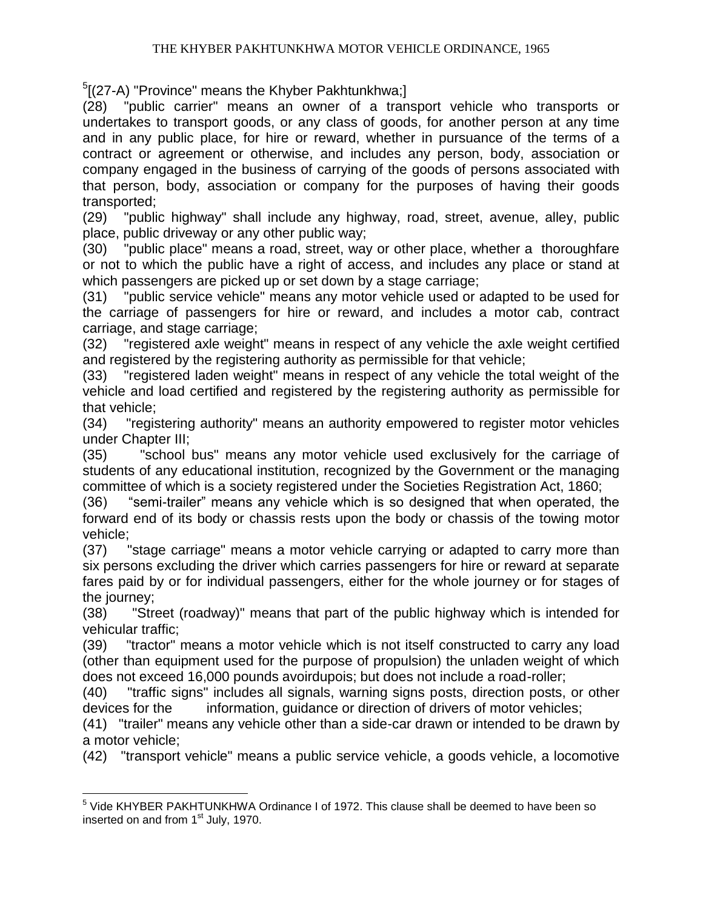[5][(27-A) "Province" means the Khyber Pakhtunkhwa;]

(28) "public carrier" means an owner of a transport vehicle who transports or undertakes to transport goods, or any class of goods, for another person at any time and in any public place, for hire or reward, whether in pursuance of the terms of a contract or agreement or otherwise, and includes any person, body, association or company engaged in the business of carrying of the goods of persons associated with that person, body, association or company for the purposes of having their goods transported;

(29) "public highway" shall include any highway, road, street, avenue, alley, public place, public driveway or any other public way;

(30) "public place" means a road, street, way or other place, whether a thoroughfare or not to which the public have a right of access, and includes any place or stand at which passengers are picked up or set down by a stage carriage;

(31) "public service vehicle" means any motor vehicle used or adapted to be used for the carriage of passengers for hire or reward, and includes a motor cab, contract carriage, and stage carriage;

(32) "registered axle weight" means in respect of any vehicle the axle weight certified and registered by the registering authority as permissible for that vehicle;

(33) "registered laden weight" means in respect of any vehicle the total weight of the vehicle and load certified and registered by the registering authority as permissible for that vehicle;

(34) "registering authority" means an authority empowered to register motor vehicles under Chapter III;

(35) "school bus" means any motor vehicle used exclusively for the carriage of students of any educational institution, recognized by the Government or the managing committee of which is a society registered under the Societies Registration Act, 1860;

(36) "semi-trailer" means any vehicle which is so designed that when operated, the forward end of its body or chassis rests upon the body or chassis of the towing motor vehicle;

(37) "stage carriage" means a motor vehicle carrying or adapted to carry more than six persons excluding the driver which carries passengers for hire or reward at separate fares paid by or for individual passengers, either for the whole journey or for stages of the journey;

(38) "Street (roadway)" means that part of the public highway which is intended for vehicular traffic;

(39) "tractor" means a motor vehicle which is not itself constructed to carry any load (other than equipment used for the purpose of propulsion) the unladen weight of which does not exceed 16,000 pounds avoirdupois; but does not include a road-roller;

(40) "traffic signs" includes all signals, warning signs posts, direction posts, or other devices for the information, guidance or direction of drivers of motor vehicles;

(41) "trailer" means any vehicle other than a side-car drawn or intended to be drawn by a motor vehicle;

(42) "transport vehicle" means a public service vehicle, a goods vehicle, a locomotive

---

[5] Vide KHYBER PAKHTUNKHWA Ordinance I of 1972. This clause shall be deemed to have been so inserted on and from 1st July, 1970.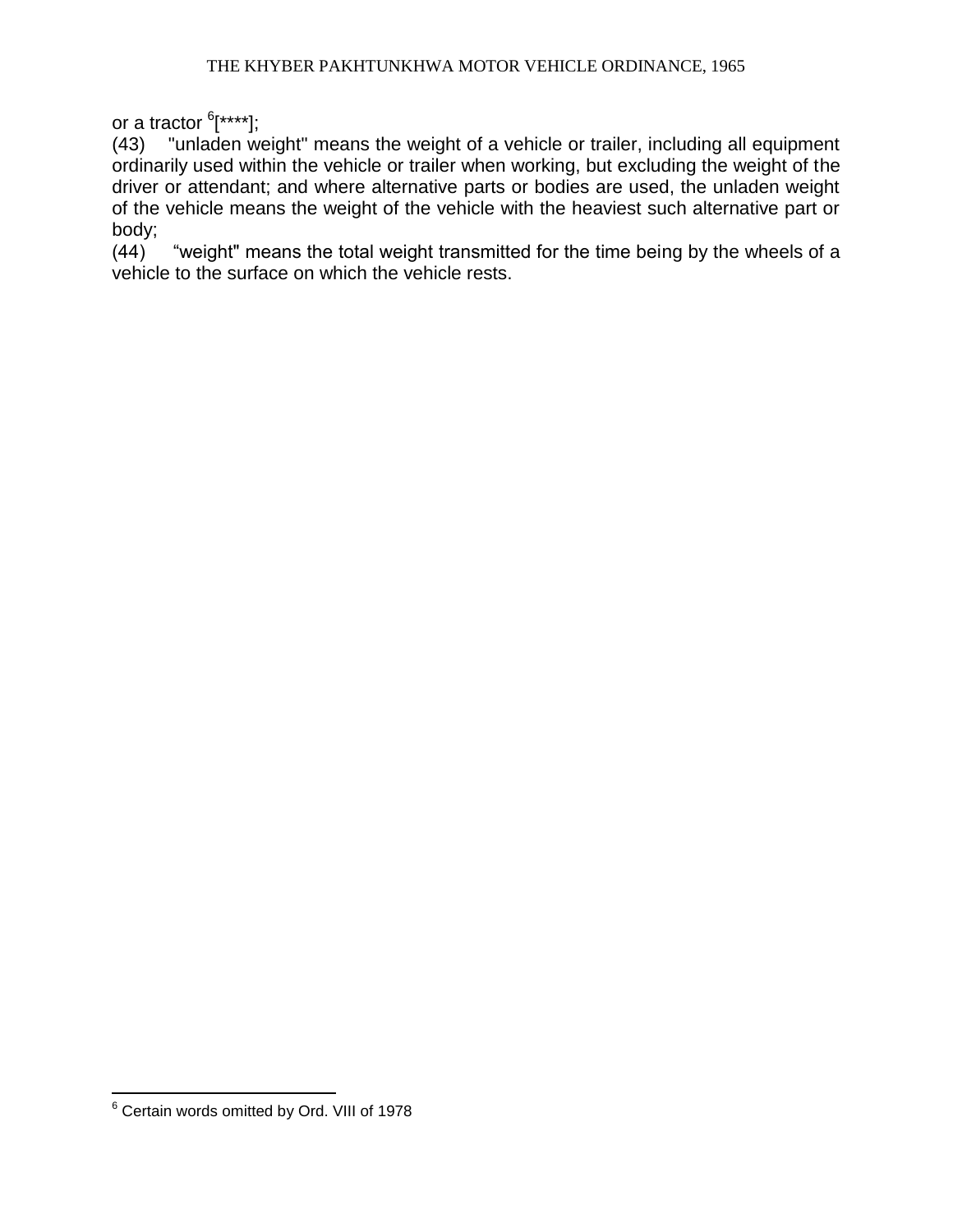or a tractor [6][****];

(43) "unladen weight" means the weight of a vehicle or trailer, including all equipment ordinarily used within the vehicle or trailer when working, but excluding the weight of the driver or attendant; and where alternative parts or bodies are used, the unladen weight of the vehicle means the weight of the vehicle with the heaviest such alternative part or body;

(44) "weight" means the total weight transmitted for the time being by the wheels of a vehicle to the surface on which the vehicle rests.

---

[6] Certain words omitted by Ord. VIII of 1978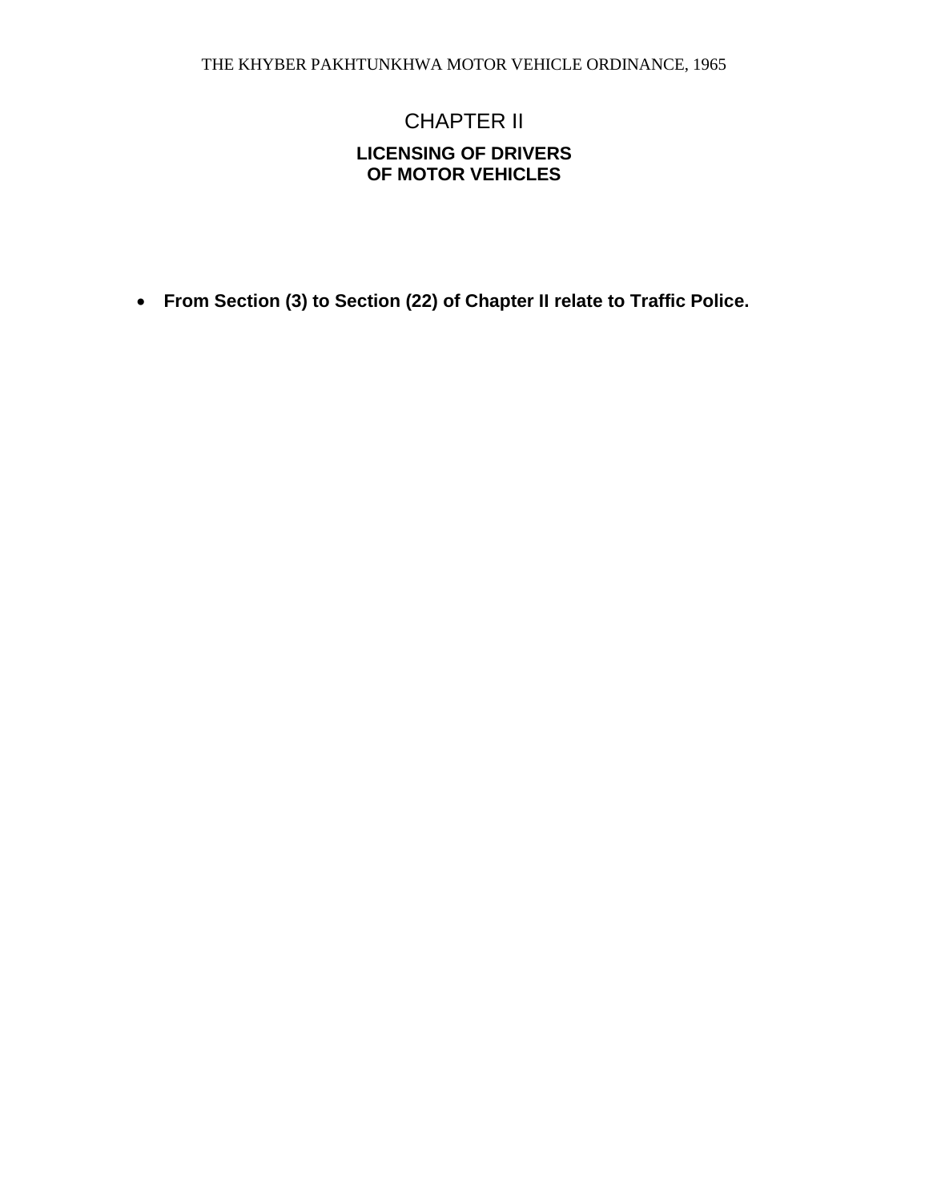# CHAPTER II

## LICENSING OF DRIVERS OF MOTOR VEHICLES

- **From Section (3) to Section (22) of Chapter II relate to Traffic Police.**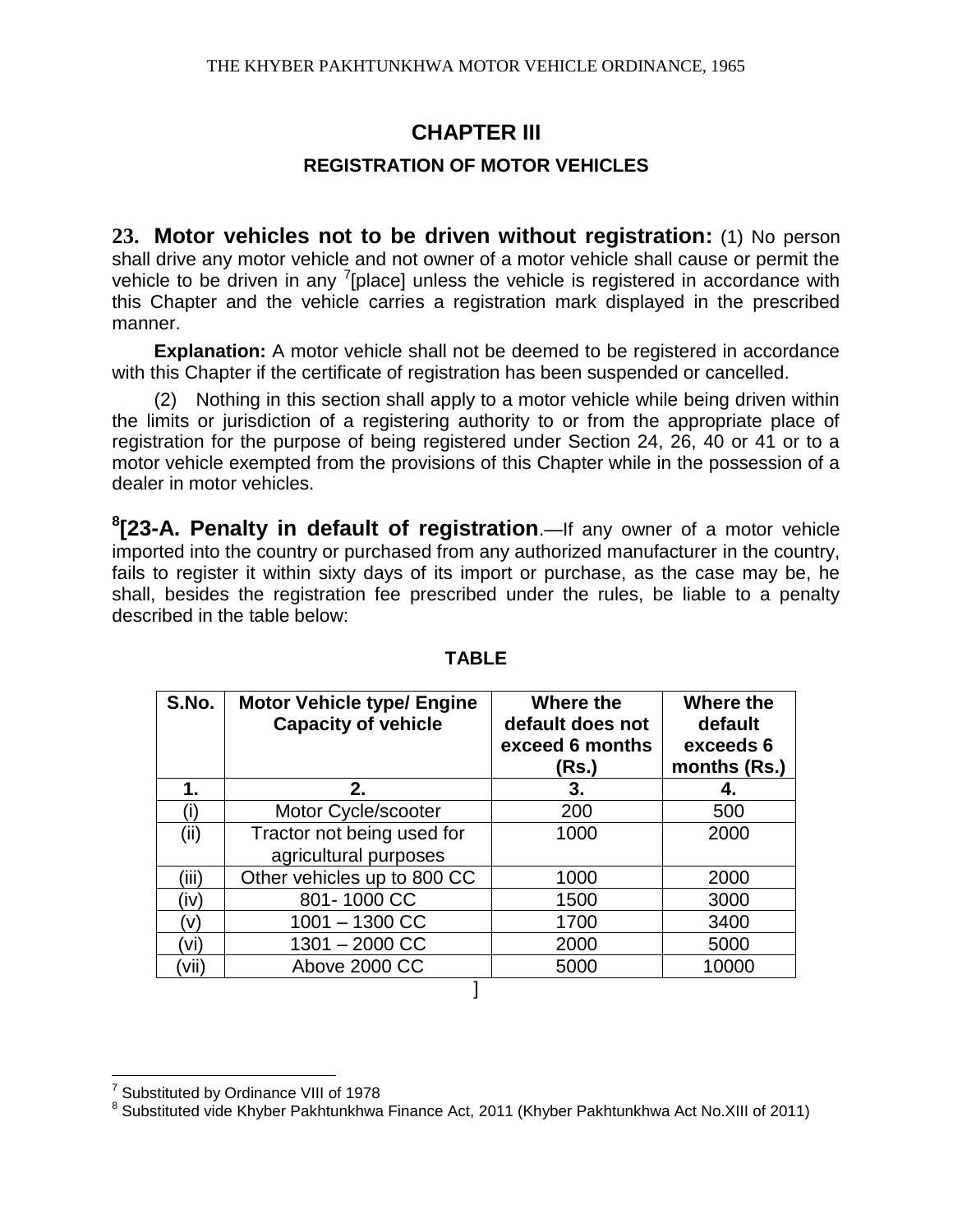# CHAPTER III

## REGISTRATION OF MOTOR VEHICLES

**23. Motor vehicles not to be driven without registration:** (1) No person shall drive any motor vehicle and not owner of a motor vehicle shall cause or permit the vehicle to be driven in any [7][place] unless the vehicle is registered in accordance with this Chapter and the vehicle carries a registration mark displayed in the prescribed manner.

**Explanation:** A motor vehicle shall not be deemed to be registered in accordance with this Chapter if the certificate of registration has been suspended or cancelled.

(2) Nothing in this section shall apply to a motor vehicle while being driven within the limits or jurisdiction of a registering authority to or from the appropriate place of registration for the purpose of being registered under Section 24, 26, 40 or 41 or to a motor vehicle exempted from the provisions of this Chapter while in the possession of a dealer in motor vehicles.

[8]**[23-A. Penalty in default of registration**.—If any owner of a motor vehicle imported into the country or purchased from any authorized manufacturer in the country, fails to register it within sixty days of its import or purchase, as the case may be, he shall, besides the registration fee prescribed under the rules, be liable to a penalty described in the table below:

**TABLE**

| S.No. | Motor Vehicle type/ Engine Capacity of vehicle | Where the default does not exceed 6 months (Rs.) | Where the default exceeds 6 months (Rs.) |
|---|---|---|---|
| **1.** | **2.** | **3.** | **4.** |
| (i) | Motor Cycle/scooter | 200 | 500 |
| (ii) | Tractor not being used for agricultural purposes | 1000 | 2000 |
| (iii) | Other vehicles up to 800 CC | 1000 | 2000 |
| (iv) | 801- 1000 CC | 1500 | 3000 |
| (v) | 1001 – 1300 CC | 1700 | 3400 |
| (vi) | 1301 – 2000 CC | 2000 | 5000 |
| (vii) | Above 2000 CC | 5000 | 10000 |

]

---

[7] Substituted by Ordinance VIII of 1978

[8] Substituted vide Khyber Pakhtunkhwa Finance Act, 2011 (Khyber Pakhtunkhwa Act No.XIII of 2011)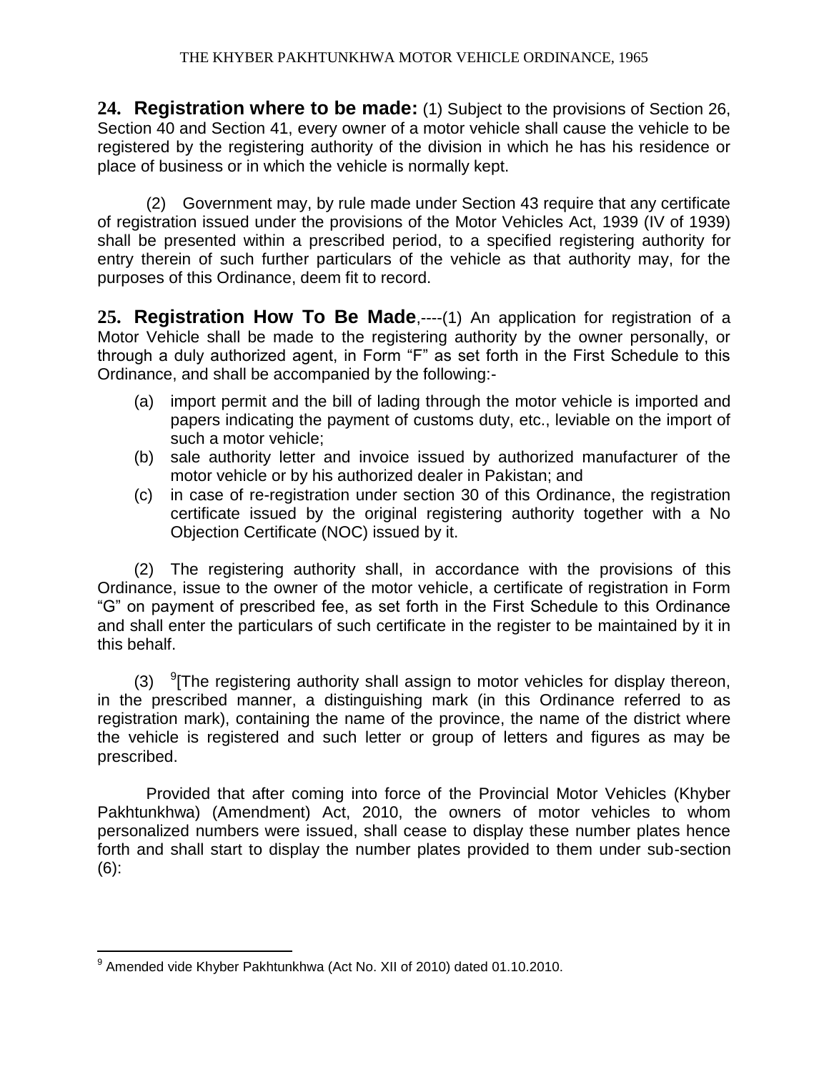**24. Registration where to be made:** (1) Subject to the provisions of Section 26, Section 40 and Section 41, every owner of a motor vehicle shall cause the vehicle to be registered by the registering authority of the division in which he has his residence or place of business or in which the vehicle is normally kept.

(2) Government may, by rule made under Section 43 require that any certificate of registration issued under the provisions of the Motor Vehicles Act, 1939 (IV of 1939) shall be presented within a prescribed period, to a specified registering authority for entry therein of such further particulars of the vehicle as that authority may, for the purposes of this Ordinance, deem fit to record.

**25. Registration How To Be Made**,----(1) An application for registration of a Motor Vehicle shall be made to the registering authority by the owner personally, or through a duly authorized agent, in Form "F" as set forth in the First Schedule to this Ordinance, and shall be accompanied by the following:-

(a) import permit and the bill of lading through the motor vehicle is imported and papers indicating the payment of customs duty, etc., leviable on the import of such a motor vehicle;

(b) sale authority letter and invoice issued by authorized manufacturer of the motor vehicle or by his authorized dealer in Pakistan; and

(c) in case of re-registration under section 30 of this Ordinance, the registration certificate issued by the original registering authority together with a No Objection Certificate (NOC) issued by it.

(2) The registering authority shall, in accordance with the provisions of this Ordinance, issue to the owner of the motor vehicle, a certificate of registration in Form "G" on payment of prescribed fee, as set forth in the First Schedule to this Ordinance and shall enter the particulars of such certificate in the register to be maintained by it in this behalf.

(3) [9][The registering authority shall assign to motor vehicles for display thereon, in the prescribed manner, a distinguishing mark (in this Ordinance referred to as registration mark), containing the name of the province, the name of the district where the vehicle is registered and such letter or group of letters and figures as may be prescribed.

Provided that after coming into force of the Provincial Motor Vehicles (Khyber Pakhtunkhwa) (Amendment) Act, 2010, the owners of motor vehicles to whom personalized numbers were issued, shall cease to display these number plates hence forth and shall start to display the number plates provided to them under sub-section (6):

---

[9] Amended vide Khyber Pakhtunkhwa (Act No. XII of 2010) dated 01.10.2010.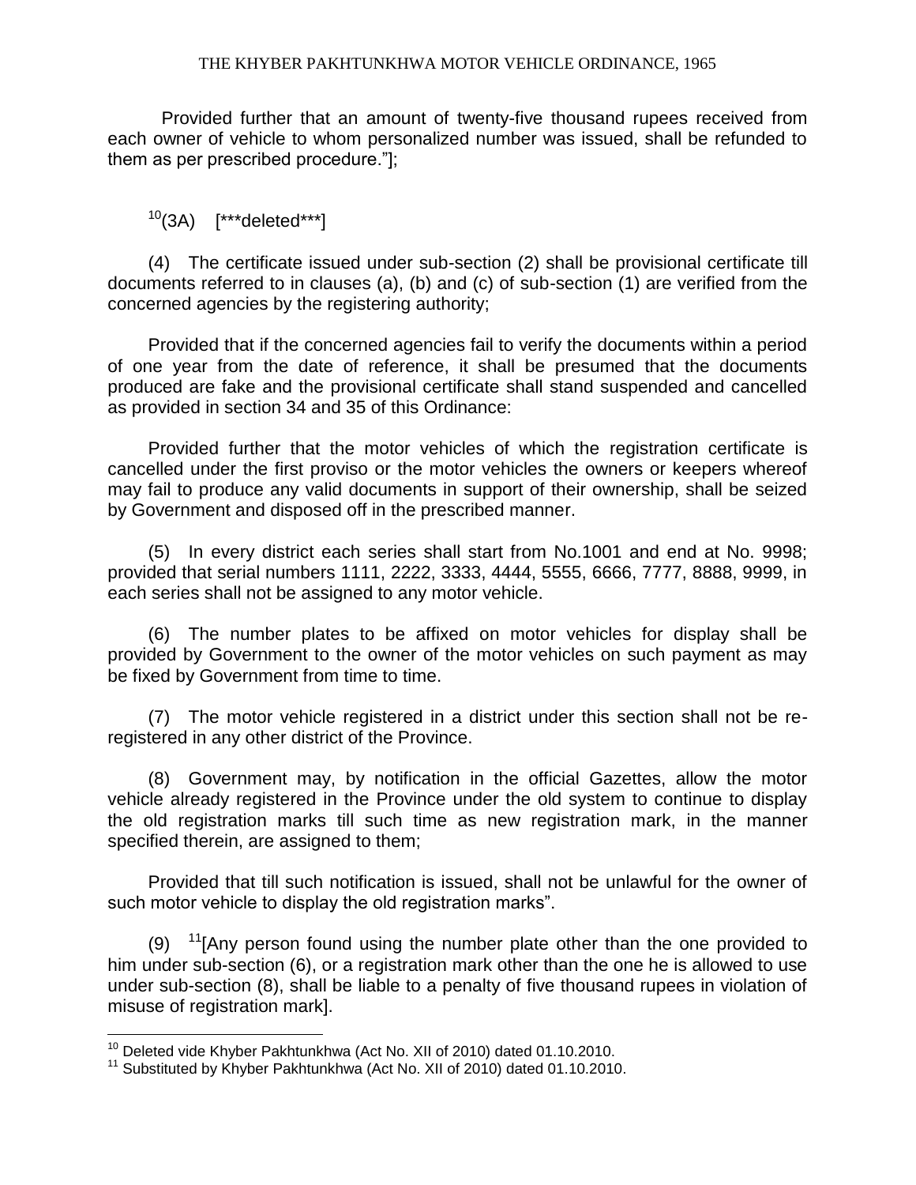Provided further that an amount of twenty-five thousand rupees received from each owner of vehicle to whom personalized number was issued, shall be refunded to them as per prescribed procedure."];

[10](3A) [***deleted***]

(4) The certificate issued under sub-section (2) shall be provisional certificate till documents referred to in clauses (a), (b) and (c) of sub-section (1) are verified from the concerned agencies by the registering authority;

Provided that if the concerned agencies fail to verify the documents within a period of one year from the date of reference, it shall be presumed that the documents produced are fake and the provisional certificate shall stand suspended and cancelled as provided in section 34 and 35 of this Ordinance:

Provided further that the motor vehicles of which the registration certificate is cancelled under the first proviso or the motor vehicles the owners or keepers whereof may fail to produce any valid documents in support of their ownership, shall be seized by Government and disposed off in the prescribed manner.

(5) In every district each series shall start from No.1001 and end at No. 9998; provided that serial numbers 1111, 2222, 3333, 4444, 5555, 6666, 7777, 8888, 9999, in each series shall not be assigned to any motor vehicle.

(6) The number plates to be affixed on motor vehicles for display shall be provided by Government to the owner of the motor vehicles on such payment as may be fixed by Government from time to time.

(7) The motor vehicle registered in a district under this section shall not be re-registered in any other district of the Province.

(8) Government may, by notification in the official Gazettes, allow the motor vehicle already registered in the Province under the old system to continue to display the old registration marks till such time as new registration mark, in the manner specified therein, are assigned to them;

Provided that till such notification is issued, shall not be unlawful for the owner of such motor vehicle to display the old registration marks".

(9) [11][Any person found using the number plate other than the one provided to him under sub-section (6), or a registration mark other than the one he is allowed to use under sub-section (8), shall be liable to a penalty of five thousand rupees in violation of misuse of registration mark].

---

[10] Deleted vide Khyber Pakhtunkhwa (Act No. XII of 2010) dated 01.10.2010.

[11] Substituted by Khyber Pakhtunkhwa (Act No. XII of 2010) dated 01.10.2010.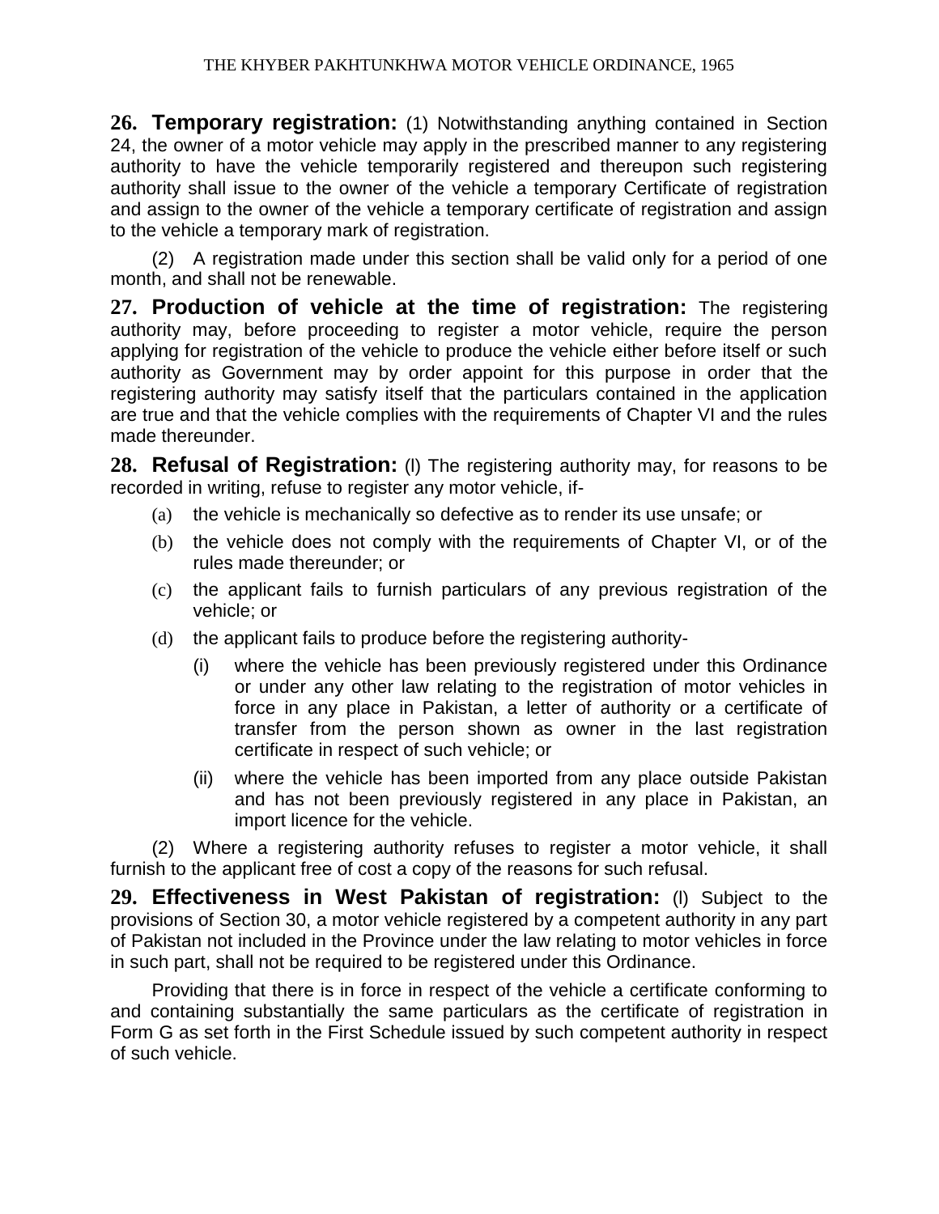**26. Temporary registration:** (1) Notwithstanding anything contained in Section 24, the owner of a motor vehicle may apply in the prescribed manner to any registering authority to have the vehicle temporarily registered and thereupon such registering authority shall issue to the owner of the vehicle a temporary Certificate of registration and assign to the owner of the vehicle a temporary certificate of registration and assign to the vehicle a temporary mark of registration.

(2) A registration made under this section shall be valid only for a period of one month, and shall not be renewable.

**27. Production of vehicle at the time of registration:** The registering authority may, before proceeding to register a motor vehicle, require the person applying for registration of the vehicle to produce the vehicle either before itself or such authority as Government may by order appoint for this purpose in order that the registering authority may satisfy itself that the particulars contained in the application are true and that the vehicle complies with the requirements of Chapter VI and the rules made thereunder.

**28. Refusal of Registration:** (l) The registering authority may, for reasons to be recorded in writing, refuse to register any motor vehicle, if-

(a) the vehicle is mechanically so defective as to render its use unsafe; or

(b) the vehicle does not comply with the requirements of Chapter VI, or of the rules made thereunder; or

(c) the applicant fails to furnish particulars of any previous registration of the vehicle; or

(d) the applicant fails to produce before the registering authority-

(i) where the vehicle has been previously registered under this Ordinance or under any other law relating to the registration of motor vehicles in force in any place in Pakistan, a letter of authority or a certificate of transfer from the person shown as owner in the last registration certificate in respect of such vehicle; or

(ii) where the vehicle has been imported from any place outside Pakistan and has not been previously registered in any place in Pakistan, an import licence for the vehicle.

(2) Where a registering authority refuses to register a motor vehicle, it shall furnish to the applicant free of cost a copy of the reasons for such refusal.

**29. Effectiveness in West Pakistan of registration:** (l) Subject to the provisions of Section 30, a motor vehicle registered by a competent authority in any part of Pakistan not included in the Province under the law relating to motor vehicles in force in such part, shall not be required to be registered under this Ordinance.

Providing that there is in force in respect of the vehicle a certificate conforming to and containing substantially the same particulars as the certificate of registration in Form G as set forth in the First Schedule issued by such competent authority in respect of such vehicle.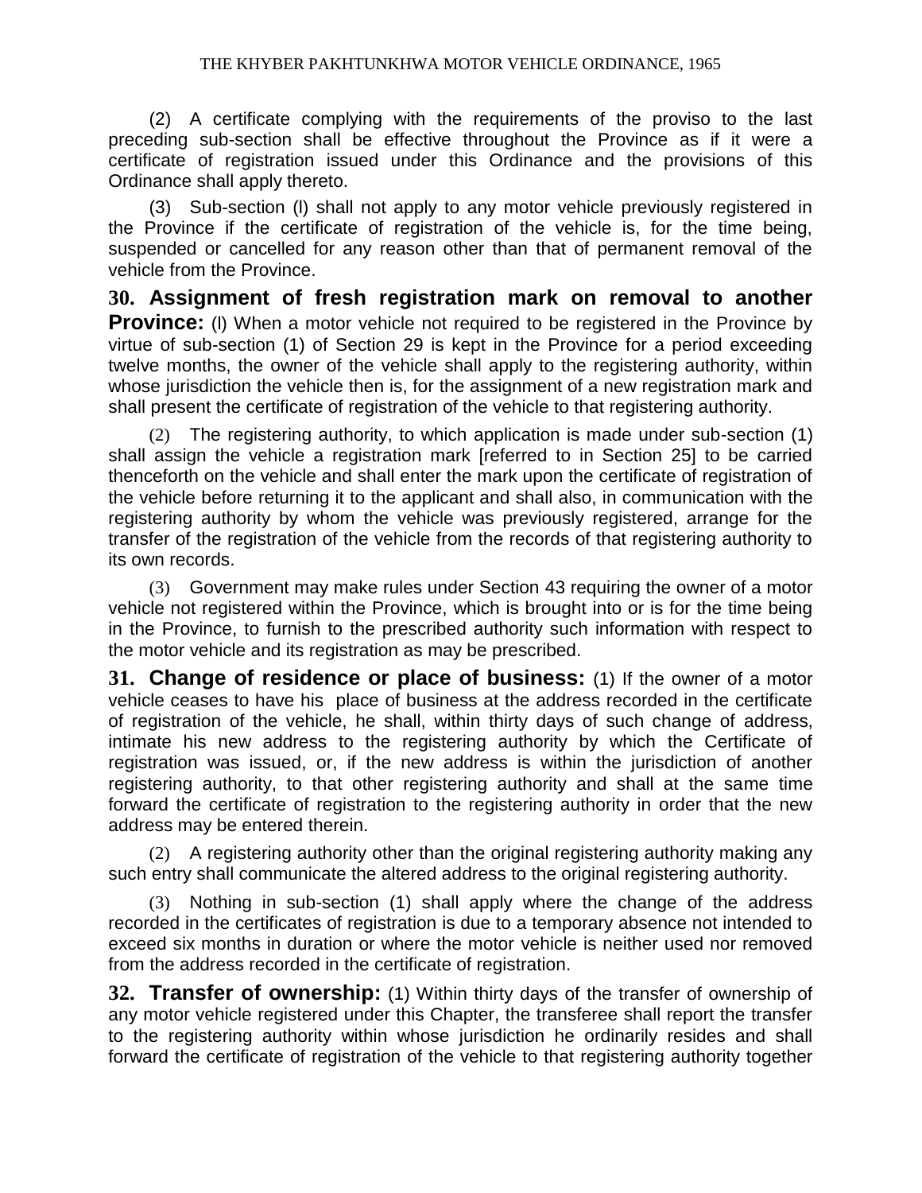(2) A certificate complying with the requirements of the proviso to the last preceding sub-section shall be effective throughout the Province as if it were a certificate of registration issued under this Ordinance and the provisions of this Ordinance shall apply thereto.

(3) Sub-section (l) shall not apply to any motor vehicle previously registered in the Province if the certificate of registration of the vehicle is, for the time being, suspended or cancelled for any reason other than that of permanent removal of the vehicle from the Province.

**30. Assignment of fresh registration mark on removal to another Province:** (l) When a motor vehicle not required to be registered in the Province by virtue of sub-section (1) of Section 29 is kept in the Province for a period exceeding twelve months, the owner of the vehicle shall apply to the registering authority, within whose jurisdiction the vehicle then is, for the assignment of a new registration mark and shall present the certificate of registration of the vehicle to that registering authority.

(2) The registering authority, to which application is made under sub-section (1) shall assign the vehicle a registration mark [referred to in Section 25] to be carried thenceforth on the vehicle and shall enter the mark upon the certificate of registration of the vehicle before returning it to the applicant and shall also, in communication with the registering authority by whom the vehicle was previously registered, arrange for the transfer of the registration of the vehicle from the records of that registering authority to its own records.

(3) Government may make rules under Section 43 requiring the owner of a motor vehicle not registered within the Province, which is brought into or is for the time being in the Province, to furnish to the prescribed authority such information with respect to the motor vehicle and its registration as may be prescribed.

**31. Change of residence or place of business:** (1) If the owner of a motor vehicle ceases to have his place of business at the address recorded in the certificate of registration of the vehicle, he shall, within thirty days of such change of address, intimate his new address to the registering authority by which the Certificate of registration was issued, or, if the new address is within the jurisdiction of another registering authority, to that other registering authority and shall at the same time forward the certificate of registration to the registering authority in order that the new address may be entered therein.

(2) A registering authority other than the original registering authority making any such entry shall communicate the altered address to the original registering authority.

(3) Nothing in sub-section (1) shall apply where the change of the address recorded in the certificates of registration is due to a temporary absence not intended to exceed six months in duration or where the motor vehicle is neither used nor removed from the address recorded in the certificate of registration.

**32. Transfer of ownership:** (1) Within thirty days of the transfer of ownership of any motor vehicle registered under this Chapter, the transferee shall report the transfer to the registering authority within whose jurisdiction he ordinarily resides and shall forward the certificate of registration of the vehicle to that registering authority together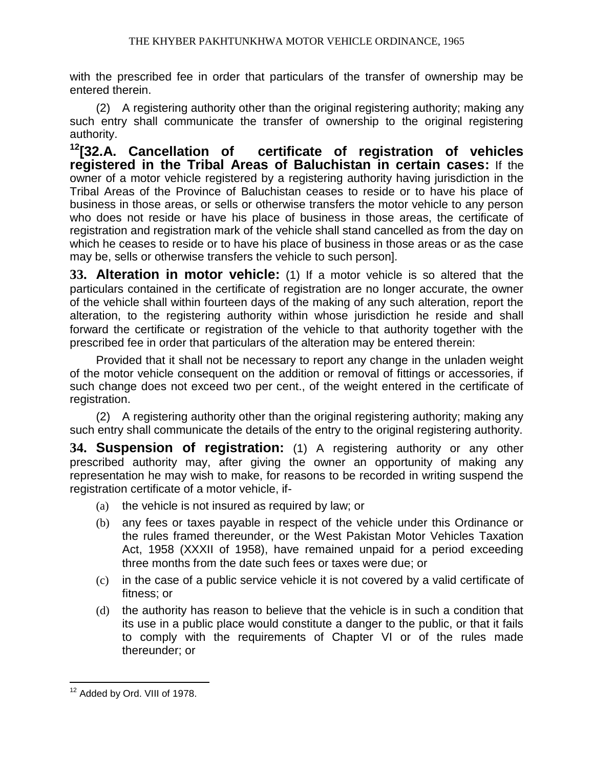with the prescribed fee in order that particulars of the transfer of ownership may be entered therein.

(2) A registering authority other than the original registering authority; making any such entry shall communicate the transfer of ownership to the original registering authority.

[12][**32.A. Cancellation of certificate of registration of vehicles registered in the Tribal Areas of Baluchistan in certain cases:** If the owner of a motor vehicle registered by a registering authority having jurisdiction in the Tribal Areas of the Province of Baluchistan ceases to reside or to have his place of business in those areas, or sells or otherwise transfers the motor vehicle to any person who does not reside or have his place of business in those areas, the certificate of registration and registration mark of the vehicle shall stand cancelled as from the day on which he ceases to reside or to have his place of business in those areas or as the case may be, sells or otherwise transfers the vehicle to such person].

**33. Alteration in motor vehicle:** (1) If a motor vehicle is so altered that the particulars contained in the certificate of registration are no longer accurate, the owner of the vehicle shall within fourteen days of the making of any such alteration, report the alteration, to the registering authority within whose jurisdiction he reside and shall forward the certificate or registration of the vehicle to that authority together with the prescribed fee in order that particulars of the alteration may be entered therein:

Provided that it shall not be necessary to report any change in the unladen weight of the motor vehicle consequent on the addition or removal of fittings or accessories, if such change does not exceed two per cent., of the weight entered in the certificate of registration.

(2) A registering authority other than the original registering authority; making any such entry shall communicate the details of the entry to the original registering authority.

**34. Suspension of registration:** (1) A registering authority or any other prescribed authority may, after giving the owner an opportunity of making any representation he may wish to make, for reasons to be recorded in writing suspend the registration certificate of a motor vehicle, if-

(a) the vehicle is not insured as required by law; or

(b) any fees or taxes payable in respect of the vehicle under this Ordinance or the rules framed thereunder, or the West Pakistan Motor Vehicles Taxation Act, 1958 (XXXII of 1958), have remained unpaid for a period exceeding three months from the date such fees or taxes were due; or

(c) in the case of a public service vehicle it is not covered by a valid certificate of fitness; or

(d) the authority has reason to believe that the vehicle is in such a condition that its use in a public place would constitute a danger to the public, or that it fails to comply with the requirements of Chapter VI or of the rules made thereunder; or

---

[12] Added by Ord. VIII of 1978.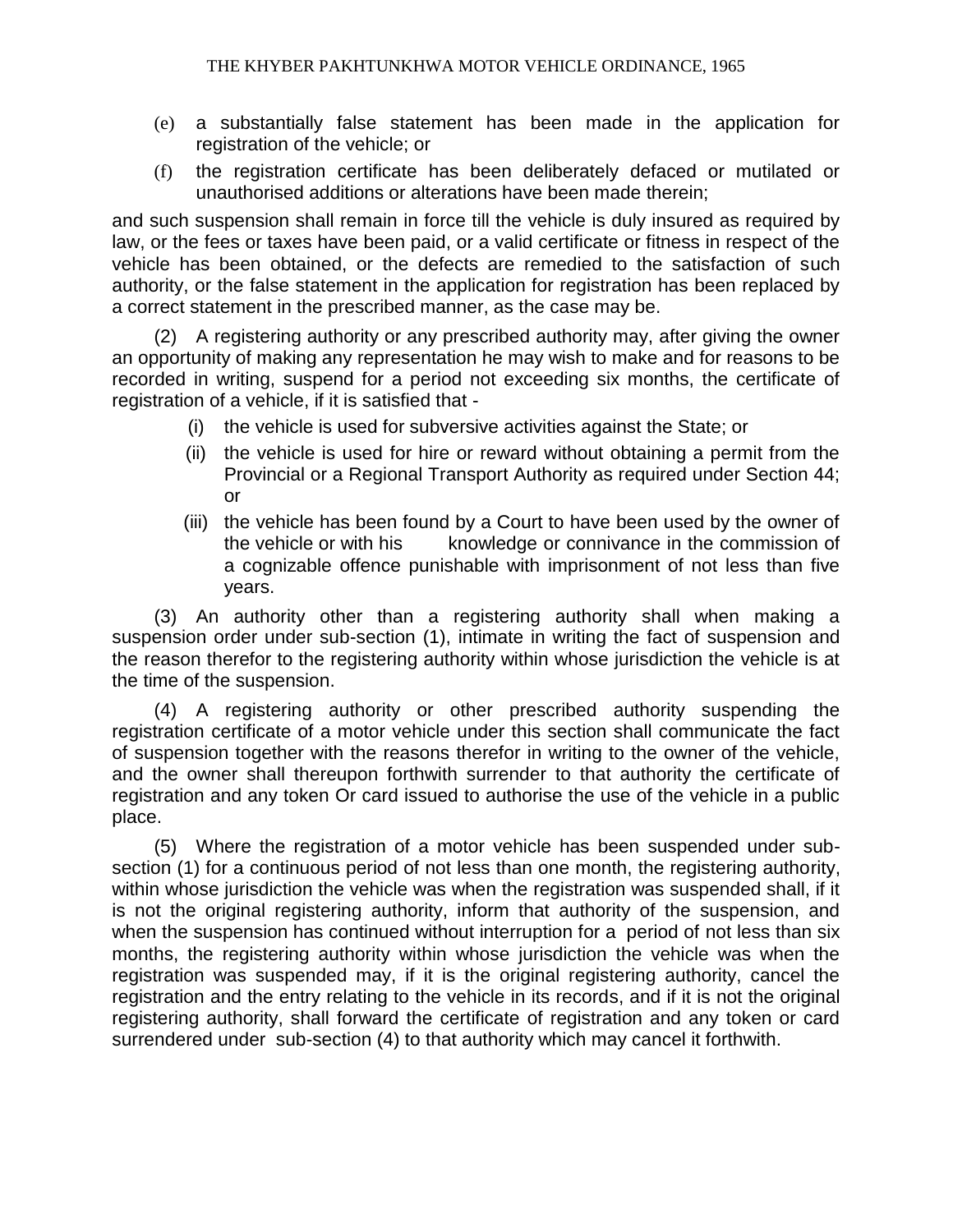(e) a substantially false statement has been made in the application for registration of the vehicle; or

(f) the registration certificate has been deliberately defaced or mutilated or unauthorised additions or alterations have been made therein;

and such suspension shall remain in force till the vehicle is duly insured as required by law, or the fees or taxes have been paid, or a valid certificate or fitness in respect of the vehicle has been obtained, or the defects are remedied to the satisfaction of such authority, or the false statement in the application for registration has been replaced by a correct statement in the prescribed manner, as the case may be.

(2) A registering authority or any prescribed authority may, after giving the owner an opportunity of making any representation he may wish to make and for reasons to be recorded in writing, suspend for a period not exceeding six months, the certificate of registration of a vehicle, if it is satisfied that -

(i) the vehicle is used for subversive activities against the State; or

(ii) the vehicle is used for hire or reward without obtaining a permit from the Provincial or a Regional Transport Authority as required under Section 44; or

(iii) the vehicle has been found by a Court to have been used by the owner of the vehicle or with his knowledge or connivance in the commission of a cognizable offence punishable with imprisonment of not less than five years.

(3) An authority other than a registering authority shall when making a suspension order under sub-section (1), intimate in writing the fact of suspension and the reason therefor to the registering authority within whose jurisdiction the vehicle is at the time of the suspension.

(4) A registering authority or other prescribed authority suspending the registration certificate of a motor vehicle under this section shall communicate the fact of suspension together with the reasons therefor in writing to the owner of the vehicle, and the owner shall thereupon forthwith surrender to that authority the certificate of registration and any token Or card issued to authorise the use of the vehicle in a public place.

(5) Where the registration of a motor vehicle has been suspended under sub-section (1) for a continuous period of not less than one month, the registering authority, within whose jurisdiction the vehicle was when the registration was suspended shall, if it is not the original registering authority, inform that authority of the suspension, and when the suspension has continued without interruption for a period of not less than six months, the registering authority within whose jurisdiction the vehicle was when the registration was suspended may, if it is the original registering authority, cancel the registration and the entry relating to the vehicle in its records, and if it is not the original registering authority, shall forward the certificate of registration and any token or card surrendered under sub-section (4) to that authority which may cancel it forthwith.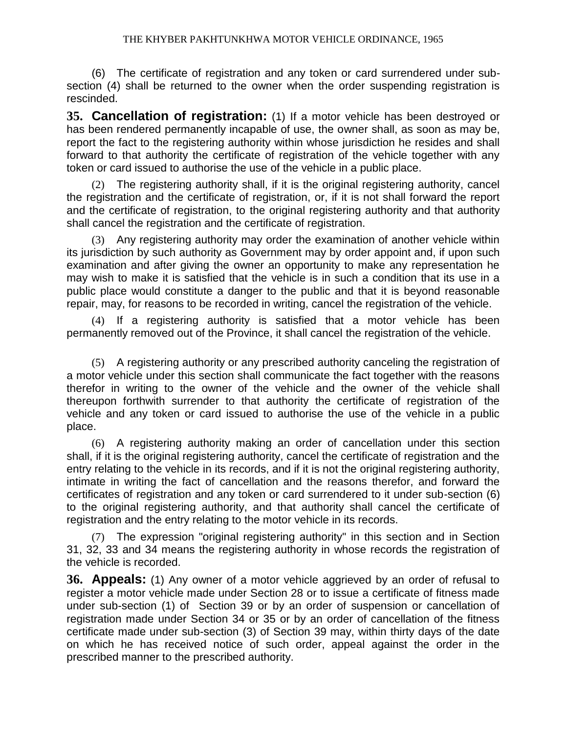(6) The certificate of registration and any token or card surrendered under sub-section (4) shall be returned to the owner when the order suspending registration is rescinded.

**35. Cancellation of registration:** (1) If a motor vehicle has been destroyed or has been rendered permanently incapable of use, the owner shall, as soon as may be, report the fact to the registering authority within whose jurisdiction he resides and shall forward to that authority the certificate of registration of the vehicle together with any token or card issued to authorise the use of the vehicle in a public place.

(2) The registering authority shall, if it is the original registering authority, cancel the registration and the certificate of registration, or, if it is not shall forward the report and the certificate of registration, to the original registering authority and that authority shall cancel the registration and the certificate of registration.

(3) Any registering authority may order the examination of another vehicle within its jurisdiction by such authority as Government may by order appoint and, if upon such examination and after giving the owner an opportunity to make any representation he may wish to make it is satisfied that the vehicle is in such a condition that its use in a public place would constitute a danger to the public and that it is beyond reasonable repair, may, for reasons to be recorded in writing, cancel the registration of the vehicle.

(4) If a registering authority is satisfied that a motor vehicle has been permanently removed out of the Province, it shall cancel the registration of the vehicle.

(5) A registering authority or any prescribed authority canceling the registration of a motor vehicle under this section shall communicate the fact together with the reasons therefor in writing to the owner of the vehicle and the owner of the vehicle shall thereupon forthwith surrender to that authority the certificate of registration of the vehicle and any token or card issued to authorise the use of the vehicle in a public place.

(6) A registering authority making an order of cancellation under this section shall, if it is the original registering authority, cancel the certificate of registration and the entry relating to the vehicle in its records, and if it is not the original registering authority, intimate in writing the fact of cancellation and the reasons therefor, and forward the certificates of registration and any token or card surrendered to it under sub-section (6) to the original registering authority, and that authority shall cancel the certificate of registration and the entry relating to the motor vehicle in its records.

(7) The expression "original registering authority" in this section and in Section 31, 32, 33 and 34 means the registering authority in whose records the registration of the vehicle is recorded.

**36. Appeals:** (1) Any owner of a motor vehicle aggrieved by an order of refusal to register a motor vehicle made under Section 28 or to issue a certificate of fitness made under sub-section (1) of Section 39 or by an order of suspension or cancellation of registration made under Section 34 or 35 or by an order of cancellation of the fitness certificate made under sub-section (3) of Section 39 may, within thirty days of the date on which he has received notice of such order, appeal against the order in the prescribed manner to the prescribed authority.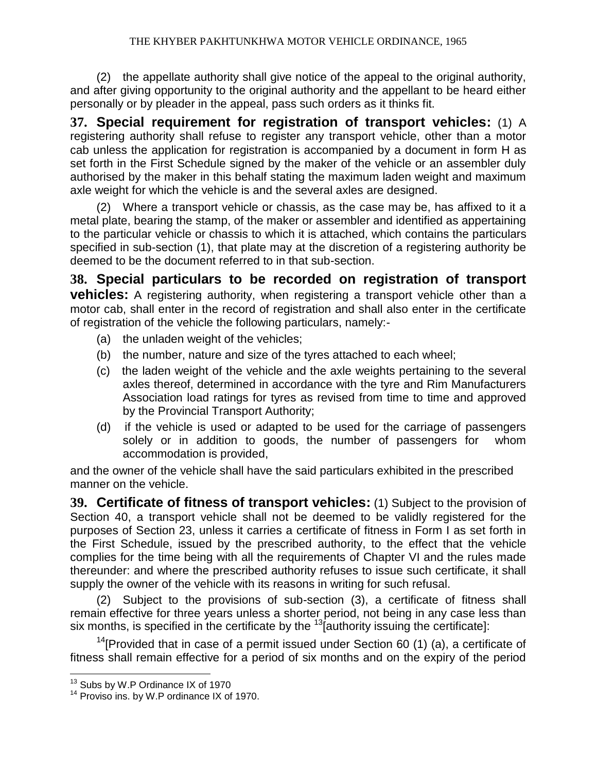(2) the appellate authority shall give notice of the appeal to the original authority, and after giving opportunity to the original authority and the appellant to be heard either personally or by pleader in the appeal, pass such orders as it thinks fit.

**37. Special requirement for registration of transport vehicles:** (1) A registering authority shall refuse to register any transport vehicle, other than a motor cab unless the application for registration is accompanied by a document in form H as set forth in the First Schedule signed by the maker of the vehicle or an assembler duly authorised by the maker in this behalf stating the maximum laden weight and maximum axle weight for which the vehicle is and the several axles are designed.

(2) Where a transport vehicle or chassis, as the case may be, has affixed to it a metal plate, bearing the stamp, of the maker or assembler and identified as appertaining to the particular vehicle or chassis to which it is attached, which contains the particulars specified in sub-section (1), that plate may at the discretion of a registering authority be deemed to be the document referred to in that sub-section.

**38. Special particulars to be recorded on registration of transport vehicles:** A registering authority, when registering a transport vehicle other than a motor cab, shall enter in the record of registration and shall also enter in the certificate of registration of the vehicle the following particulars, namely:-

(a) the unladen weight of the vehicles;

(b) the number, nature and size of the tyres attached to each wheel;

(c) the laden weight of the vehicle and the axle weights pertaining to the several axles thereof, determined in accordance with the tyre and Rim Manufacturers Association load ratings for tyres as revised from time to time and approved by the Provincial Transport Authority;

(d) if the vehicle is used or adapted to be used for the carriage of passengers solely or in addition to goods, the number of passengers for whom accommodation is provided,

and the owner of the vehicle shall have the said particulars exhibited in the prescribed manner on the vehicle.

**39. Certificate of fitness of transport vehicles:** (1) Subject to the provision of Section 40, a transport vehicle shall not be deemed to be validly registered for the purposes of Section 23, unless it carries a certificate of fitness in Form I as set forth in the First Schedule, issued by the prescribed authority, to the effect that the vehicle complies for the time being with all the requirements of Chapter VI and the rules made thereunder: and where the prescribed authority refuses to issue such certificate, it shall supply the owner of the vehicle with its reasons in writing for such refusal.

(2) Subject to the provisions of sub-section (3), a certificate of fitness shall remain effective for three years unless a shorter period, not being in any case less than six months, is specified in the certificate by the [13][authority issuing the certificate]:

[14][Provided that in case of a permit issued under Section 60 (1) (a), a certificate of fitness shall remain effective for a period of six months and on the expiry of the period

---

[13] Subs by W.P Ordinance IX of 1970

[14] Proviso ins. by W.P ordinance IX of 1970.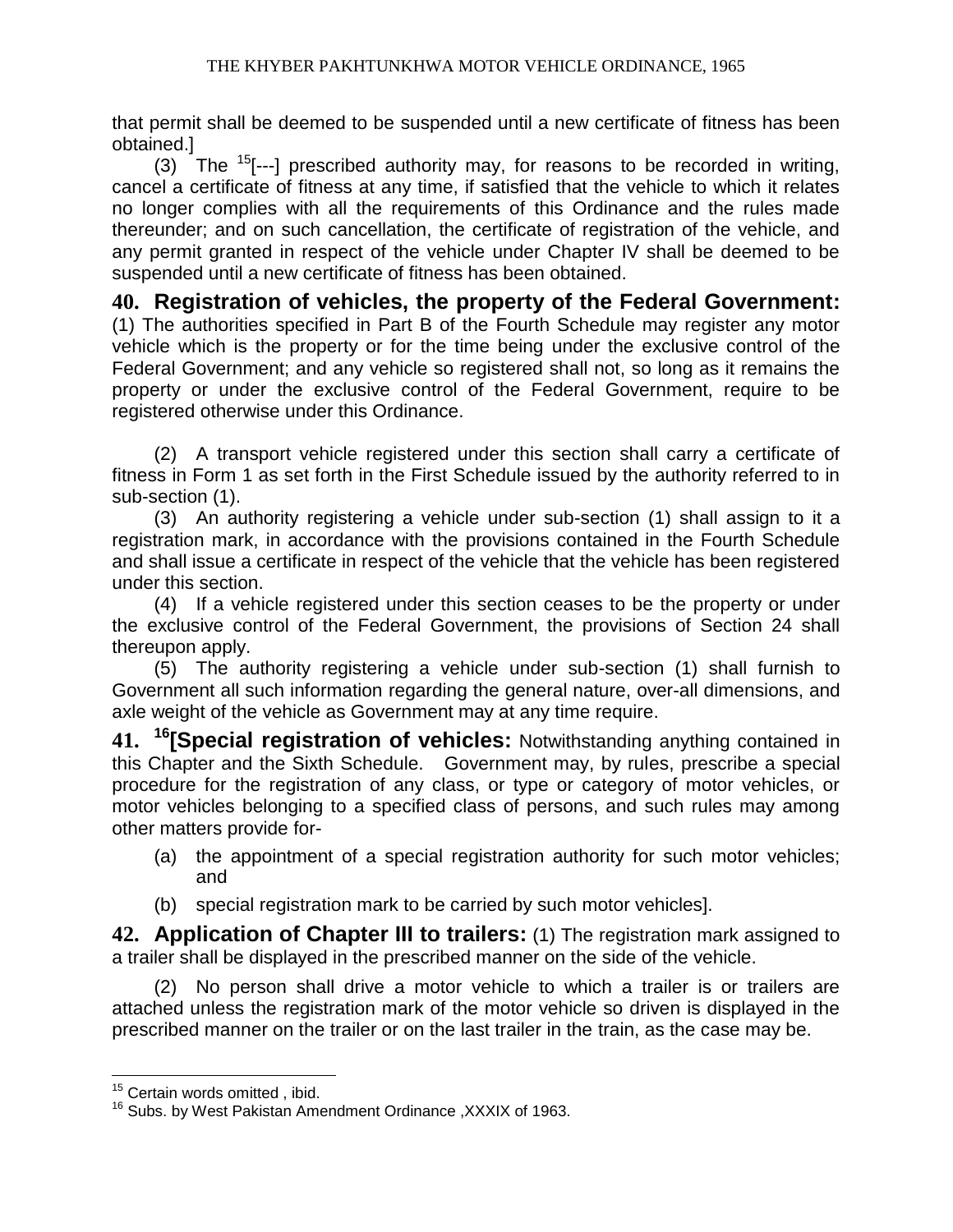that permit shall be deemed to be suspended until a new certificate of fitness has been obtained.]

(3) The [15][---] prescribed authority may, for reasons to be recorded in writing, cancel a certificate of fitness at any time, if satisfied that the vehicle to which it relates no longer complies with all the requirements of this Ordinance and the rules made thereunder; and on such cancellation, the certificate of registration of the vehicle, and any permit granted in respect of the vehicle under Chapter IV shall be deemed to be suspended until a new certificate of fitness has been obtained.

**40. Registration of vehicles, the property of the Federal Government:** (1) The authorities specified in Part B of the Fourth Schedule may register any motor vehicle which is the property or for the time being under the exclusive control of the Federal Government; and any vehicle so registered shall not, so long as it remains the property or under the exclusive control of the Federal Government, require to be registered otherwise under this Ordinance.

(2) A transport vehicle registered under this section shall carry a certificate of fitness in Form 1 as set forth in the First Schedule issued by the authority referred to in sub-section (1).

(3) An authority registering a vehicle under sub-section (1) shall assign to it a registration mark, in accordance with the provisions contained in the Fourth Schedule and shall issue a certificate in respect of the vehicle that the vehicle has been registered under this section.

(4) If a vehicle registered under this section ceases to be the property or under the exclusive control of the Federal Government, the provisions of Section 24 shall thereupon apply.

(5) The authority registering a vehicle under sub-section (1) shall furnish to Government all such information regarding the general nature, over-all dimensions, and axle weight of the vehicle as Government may at any time require.

**41. [16][Special registration of vehicles:** Notwithstanding anything contained in this Chapter and the Sixth Schedule. Government may, by rules, prescribe a special procedure for the registration of any class, or type or category of motor vehicles, or motor vehicles belonging to a specified class of persons, and such rules may among other matters provide for-

(a) the appointment of a special registration authority for such motor vehicles; and

(b) special registration mark to be carried by such motor vehicles].

**42. Application of Chapter III to trailers:** (1) The registration mark assigned to a trailer shall be displayed in the prescribed manner on the side of the vehicle.

(2) No person shall drive a motor vehicle to which a trailer is or trailers are attached unless the registration mark of the motor vehicle so driven is displayed in the prescribed manner on the trailer or on the last trailer in the train, as the case may be.

---

[15] Certain words omitted , ibid.

[16] Subs. by West Pakistan Amendment Ordinance ,XXXIX of 1963.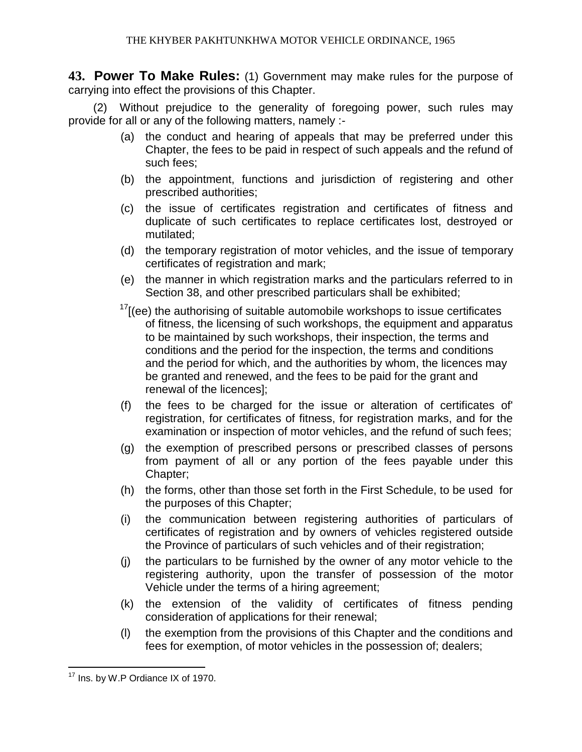**43. Power To Make Rules:** (1) Government may make rules for the purpose of carrying into effect the provisions of this Chapter.

(2) Without prejudice to the generality of foregoing power, such rules may provide for all or any of the following matters, namely :-

(a) the conduct and hearing of appeals that may be preferred under this Chapter, the fees to be paid in respect of such appeals and the refund of such fees;

(b) the appointment, functions and jurisdiction of registering and other prescribed authorities;

(c) the issue of certificates registration and certificates of fitness and duplicate of such certificates to replace certificates lost, destroyed or mutilated;

(d) the temporary registration of motor vehicles, and the issue of temporary certificates of registration and mark;

(e) the manner in which registration marks and the particulars referred to in Section 38, and other prescribed particulars shall be exhibited;

[17][(ee) the authorising of suitable automobile workshops to issue certificates of fitness, the licensing of such workshops, the equipment and apparatus to be maintained by such workshops, their inspection, the terms and conditions and the period for the inspection, the terms and conditions and the period for which, and the authorities by whom, the licences may be granted and renewed, and the fees to be paid for the grant and renewal of the licences];

(f) the fees to be charged for the issue or alteration of certificates of' registration, for certificates of fitness, for registration marks, and for the examination or inspection of motor vehicles, and the refund of such fees;

(g) the exemption of prescribed persons or prescribed classes of persons from payment of all or any portion of the fees payable under this Chapter;

(h) the forms, other than those set forth in the First Schedule, to be used for the purposes of this Chapter;

(i) the communication between registering authorities of particulars of certificates of registration and by owners of vehicles registered outside the Province of particulars of such vehicles and of their registration;

(j) the particulars to be furnished by the owner of any motor vehicle to the registering authority, upon the transfer of possession of the motor Vehicle under the terms of a hiring agreement;

(k) the extension of the validity of certificates of fitness pending consideration of applications for their renewal;

(l) the exemption from the provisions of this Chapter and the conditions and fees for exemption, of motor vehicles in the possession of; dealers;

---

[17] Ins. by W.P Ordiance IX of 1970.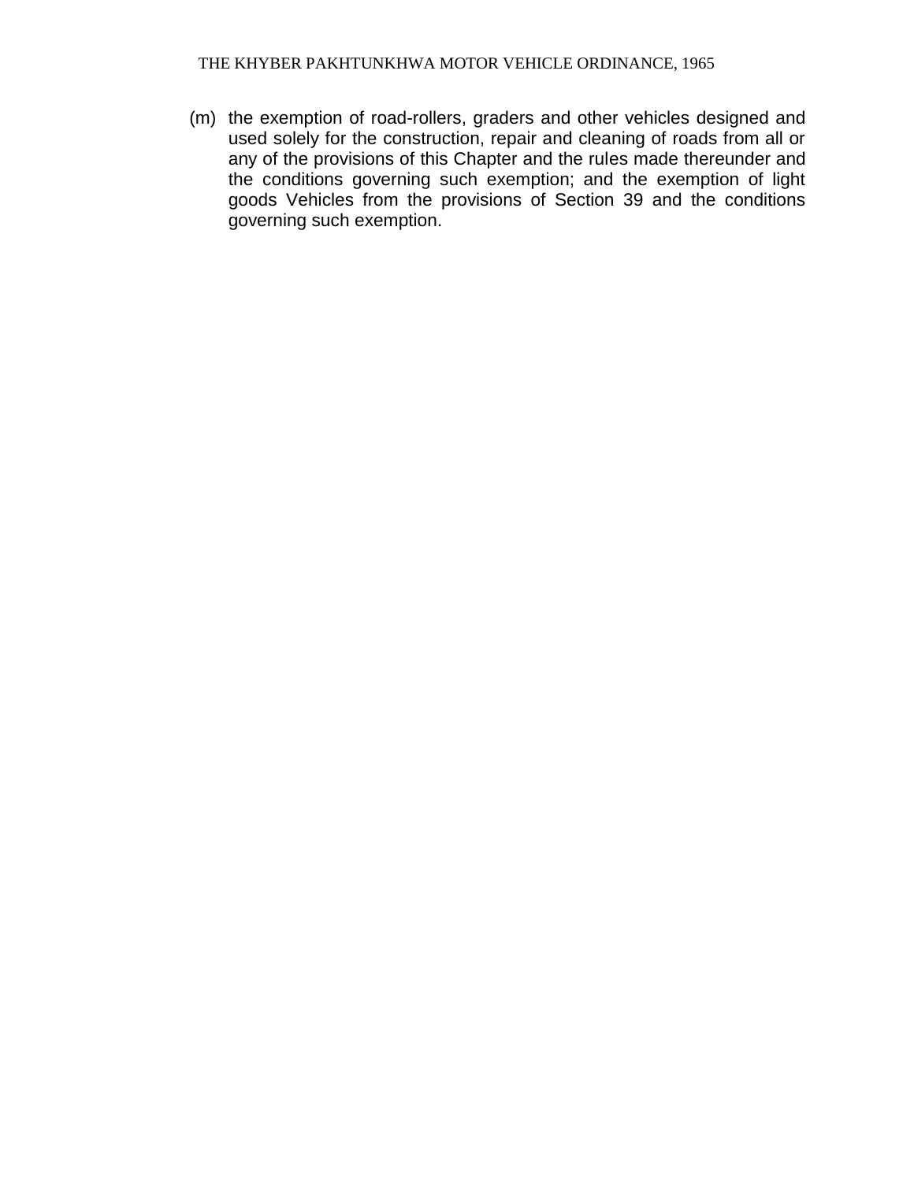(m) the exemption of road-rollers, graders and other vehicles designed and used solely for the construction, repair and cleaning of roads from all or any of the provisions of this Chapter and the rules made thereunder and the conditions governing such exemption; and the exemption of light goods Vehicles from the provisions of Section 39 and the conditions governing such exemption.